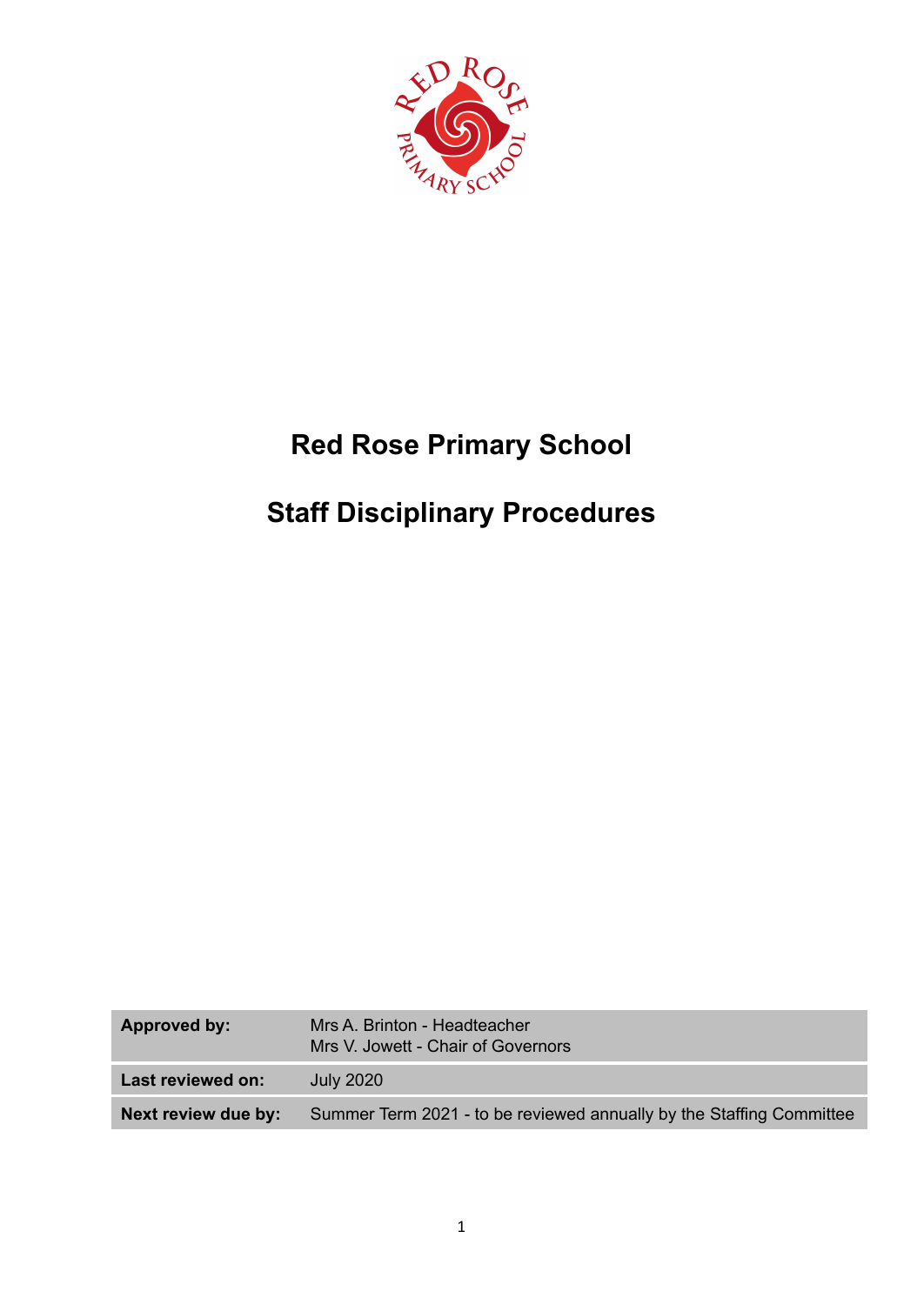# Red Rose Primary School

# Staff Disciplinary Procedures

| **Approved by:** | Mrs A. Brinton - Headteacher<br>Mrs V. Jowett - Chair of Governors |
|---|---|
| **Last reviewed on:** | July 2020 |
| **Next review due by:** | Summer Term 2021 - to be reviewed annually by the Staffing Committee |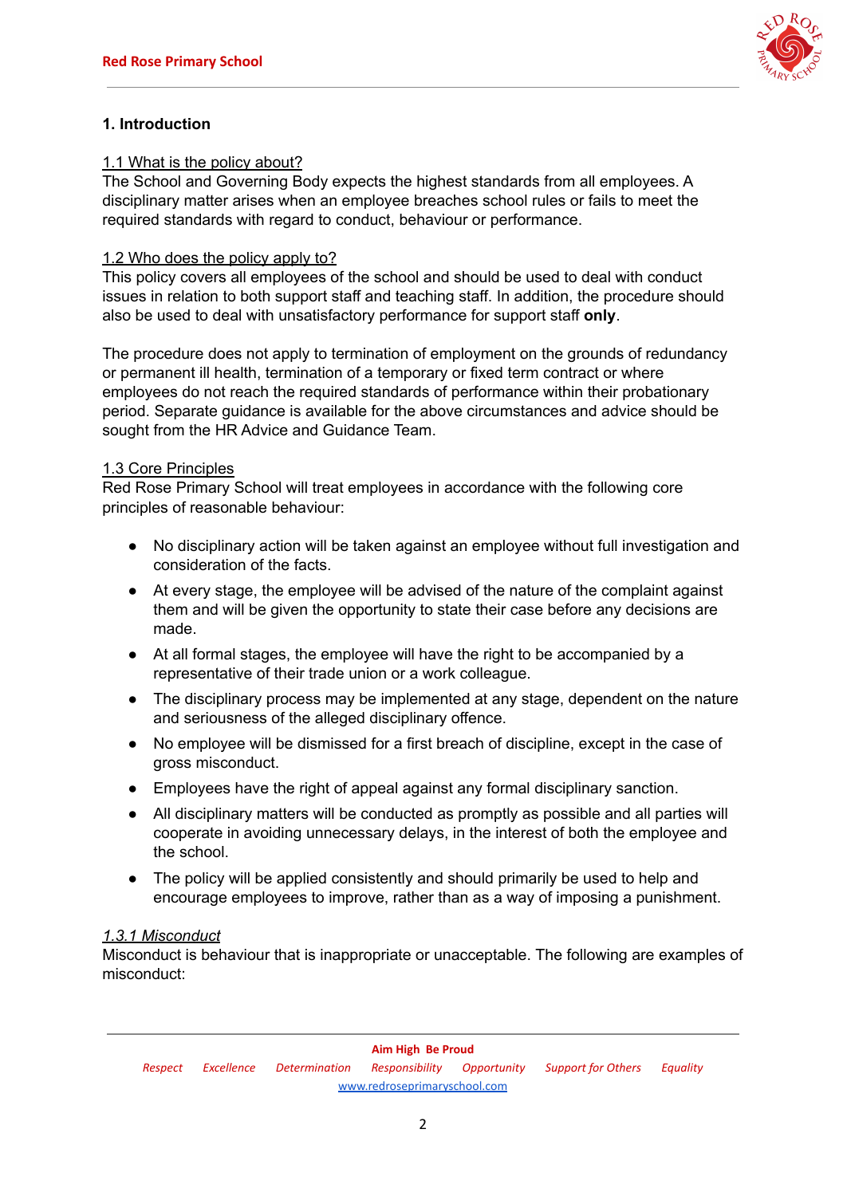## 1. Introduction

1.1 What is the policy about?

The School and Governing Body expects the highest standards from all employees. A disciplinary matter arises when an employee breaches school rules or fails to meet the required standards with regard to conduct, behaviour or performance.

1.2 Who does the policy apply to?

This policy covers all employees of the school and should be used to deal with conduct issues in relation to both support staff and teaching staff. In addition, the procedure should also be used to deal with unsatisfactory performance for support staff **only**.

The procedure does not apply to termination of employment on the grounds of redundancy or permanent ill health, termination of a temporary or fixed term contract or where employees do not reach the required standards of performance within their probationary period. Separate guidance is available for the above circumstances and advice should be sought from the HR Advice and Guidance Team.

1.3 Core Principles

Red Rose Primary School will treat employees in accordance with the following core principles of reasonable behaviour:

- No disciplinary action will be taken against an employee without full investigation and consideration of the facts.
- At every stage, the employee will be advised of the nature of the complaint against them and will be given the opportunity to state their case before any decisions are made.
- At all formal stages, the employee will have the right to be accompanied by a representative of their trade union or a work colleague.
- The disciplinary process may be implemented at any stage, dependent on the nature and seriousness of the alleged disciplinary offence.
- No employee will be dismissed for a first breach of discipline, except in the case of gross misconduct.
- Employees have the right of appeal against any formal disciplinary sanction.
- All disciplinary matters will be conducted as promptly as possible and all parties will cooperate in avoiding unnecessary delays, in the interest of both the employee and the school.
- The policy will be applied consistently and should primarily be used to help and encourage employees to improve, rather than as a way of imposing a punishment.

*1.3.1 Misconduct*

Misconduct is behaviour that is inappropriate or unacceptable. The following are examples of misconduct: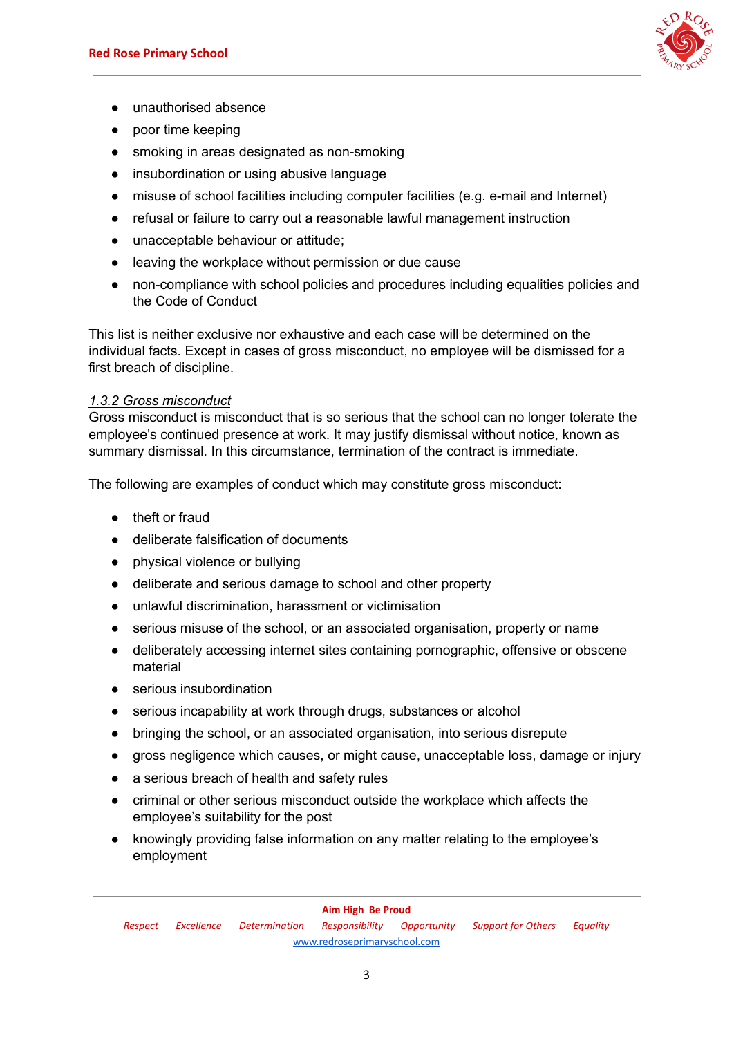- unauthorised absence
- poor time keeping
- smoking in areas designated as non-smoking
- insubordination or using abusive language
- misuse of school facilities including computer facilities (e.g. e-mail and Internet)
- refusal or failure to carry out a reasonable lawful management instruction
- unacceptable behaviour or attitude;
- leaving the workplace without permission or due cause
- non-compliance with school policies and procedures including equalities policies and the Code of Conduct

This list is neither exclusive nor exhaustive and each case will be determined on the individual facts. Except in cases of gross misconduct, no employee will be dismissed for a first breach of discipline.

#### *1.3.2 Gross misconduct*

Gross misconduct is misconduct that is so serious that the school can no longer tolerate the employee's continued presence at work. It may justify dismissal without notice, known as summary dismissal. In this circumstance, termination of the contract is immediate.

The following are examples of conduct which may constitute gross misconduct:

- theft or fraud
- deliberate falsification of documents
- physical violence or bullying
- deliberate and serious damage to school and other property
- unlawful discrimination, harassment or victimisation
- serious misuse of the school, or an associated organisation, property or name
- deliberately accessing internet sites containing pornographic, offensive or obscene material
- serious insubordination
- serious incapability at work through drugs, substances or alcohol
- bringing the school, or an associated organisation, into serious disrepute
- gross negligence which causes, or might cause, unacceptable loss, damage or injury
- a serious breach of health and safety rules
- criminal or other serious misconduct outside the workplace which affects the employee's suitability for the post
- knowingly providing false information on any matter relating to the employee's employment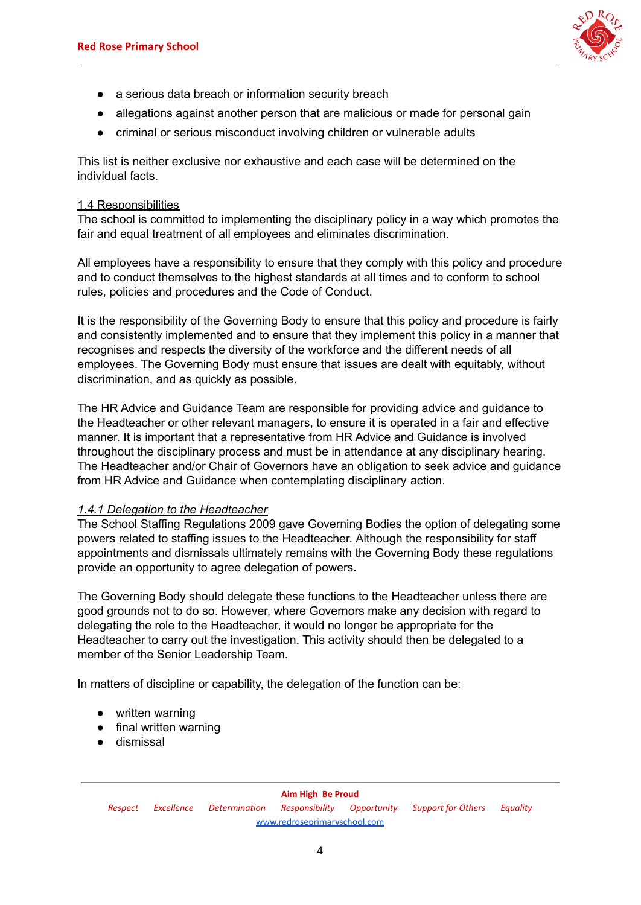- a serious data breach or information security breach
- allegations against another person that are malicious or made for personal gain
- criminal or serious misconduct involving children or vulnerable adults

This list is neither exclusive nor exhaustive and each case will be determined on the individual facts.

### 1.4 Responsibilities

The school is committed to implementing the disciplinary policy in a way which promotes the fair and equal treatment of all employees and eliminates discrimination.

All employees have a responsibility to ensure that they comply with this policy and procedure and to conduct themselves to the highest standards at all times and to conform to school rules, policies and procedures and the Code of Conduct.

It is the responsibility of the Governing Body to ensure that this policy and procedure is fairly and consistently implemented and to ensure that they implement this policy in a manner that recognises and respects the diversity of the workforce and the different needs of all employees. The Governing Body must ensure that issues are dealt with equitably, without discrimination, and as quickly as possible.

The HR Advice and Guidance Team are responsible for providing advice and guidance to the Headteacher or other relevant managers, to ensure it is operated in a fair and effective manner. It is important that a representative from HR Advice and Guidance is involved throughout the disciplinary process and must be in attendance at any disciplinary hearing. The Headteacher and/or Chair of Governors have an obligation to seek advice and guidance from HR Advice and Guidance when contemplating disciplinary action.

#### *1.4.1 Delegation to the Headteacher*

The School Staffing Regulations 2009 gave Governing Bodies the option of delegating some powers related to staffing issues to the Headteacher. Although the responsibility for staff appointments and dismissals ultimately remains with the Governing Body these regulations provide an opportunity to agree delegation of powers.

The Governing Body should delegate these functions to the Headteacher unless there are good grounds not to do so. However, where Governors make any decision with regard to delegating the role to the Headteacher, it would no longer be appropriate for the Headteacher to carry out the investigation. This activity should then be delegated to a member of the Senior Leadership Team.

In matters of discipline or capability, the delegation of the function can be:

- written warning
- final written warning
- dismissal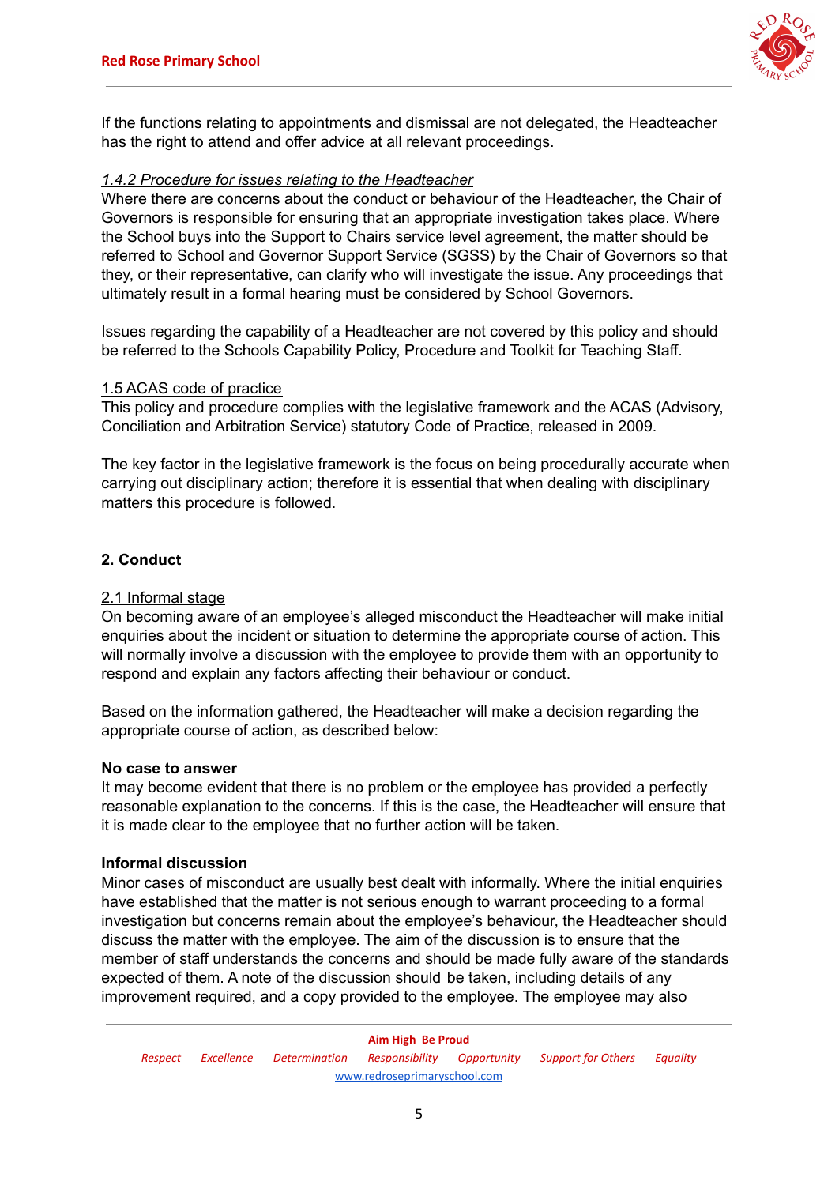If the functions relating to appointments and dismissal are not delegated, the Headteacher has the right to attend and offer advice at all relevant proceedings.

#### *1.4.2 Procedure for issues relating to the Headteacher*

Where there are concerns about the conduct or behaviour of the Headteacher, the Chair of Governors is responsible for ensuring that an appropriate investigation takes place. Where the School buys into the Support to Chairs service level agreement, the matter should be referred to School and Governor Support Service (SGSS) by the Chair of Governors so that they, or their representative, can clarify who will investigate the issue. Any proceedings that ultimately result in a formal hearing must be considered by School Governors.

Issues regarding the capability of a Headteacher are not covered by this policy and should be referred to the Schools Capability Policy, Procedure and Toolkit for Teaching Staff.

### 1.5 ACAS code of practice

This policy and procedure complies with the legislative framework and the ACAS (Advisory, Conciliation and Arbitration Service) statutory Code of Practice, released in 2009.

The key factor in the legislative framework is the focus on being procedurally accurate when carrying out disciplinary action; therefore it is essential that when dealing with disciplinary matters this procedure is followed.

## 2. Conduct

### 2.1 Informal stage

On becoming aware of an employee's alleged misconduct the Headteacher will make initial enquiries about the incident or situation to determine the appropriate course of action. This will normally involve a discussion with the employee to provide them with an opportunity to respond and explain any factors affecting their behaviour or conduct.

Based on the information gathered, the Headteacher will make a decision regarding the appropriate course of action, as described below:

**No case to answer**

It may become evident that there is no problem or the employee has provided a perfectly reasonable explanation to the concerns. If this is the case, the Headteacher will ensure that it is made clear to the employee that no further action will be taken.

**Informal discussion**

Minor cases of misconduct are usually best dealt with informally. Where the initial enquiries have established that the matter is not serious enough to warrant proceeding to a formal investigation but concerns remain about the employee's behaviour, the Headteacher should discuss the matter with the employee. The aim of the discussion is to ensure that the member of staff understands the concerns and should be made fully aware of the standards expected of them. A note of the discussion should be taken, including details of any improvement required, and a copy provided to the employee. The employee may also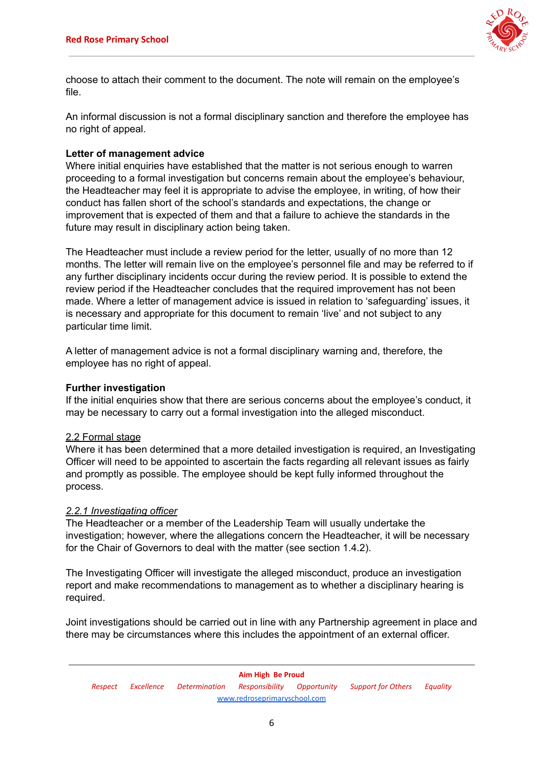choose to attach their comment to the document. The note will remain on the employee's file.

An informal discussion is not a formal disciplinary sanction and therefore the employee has no right of appeal.

**Letter of management advice**

Where initial enquiries have established that the matter is not serious enough to warren proceeding to a formal investigation but concerns remain about the employee's behaviour, the Headteacher may feel it is appropriate to advise the employee, in writing, of how their conduct has fallen short of the school's standards and expectations, the change or improvement that is expected of them and that a failure to achieve the standards in the future may result in disciplinary action being taken.

The Headteacher must include a review period for the letter, usually of no more than 12 months. The letter will remain live on the employee's personnel file and may be referred to if any further disciplinary incidents occur during the review period. It is possible to extend the review period if the Headteacher concludes that the required improvement has not been made. Where a letter of management advice is issued in relation to 'safeguarding' issues, it is necessary and appropriate for this document to remain 'live' and not subject to any particular time limit.

A letter of management advice is not a formal disciplinary warning and, therefore, the employee has no right of appeal.

**Further investigation**

If the initial enquiries show that there are serious concerns about the employee's conduct, it may be necessary to carry out a formal investigation into the alleged misconduct.

### 2.2 Formal stage

Where it has been determined that a more detailed investigation is required, an Investigating Officer will need to be appointed to ascertain the facts regarding all relevant issues as fairly and promptly as possible. The employee should be kept fully informed throughout the process.

#### *2.2.1 Investigating officer*

The Headteacher or a member of the Leadership Team will usually undertake the investigation; however, where the allegations concern the Headteacher, it will be necessary for the Chair of Governors to deal with the matter (see section 1.4.2).

The Investigating Officer will investigate the alleged misconduct, produce an investigation report and make recommendations to management as to whether a disciplinary hearing is required.

Joint investigations should be carried out in line with any Partnership agreement in place and there may be circumstances where this includes the appointment of an external officer.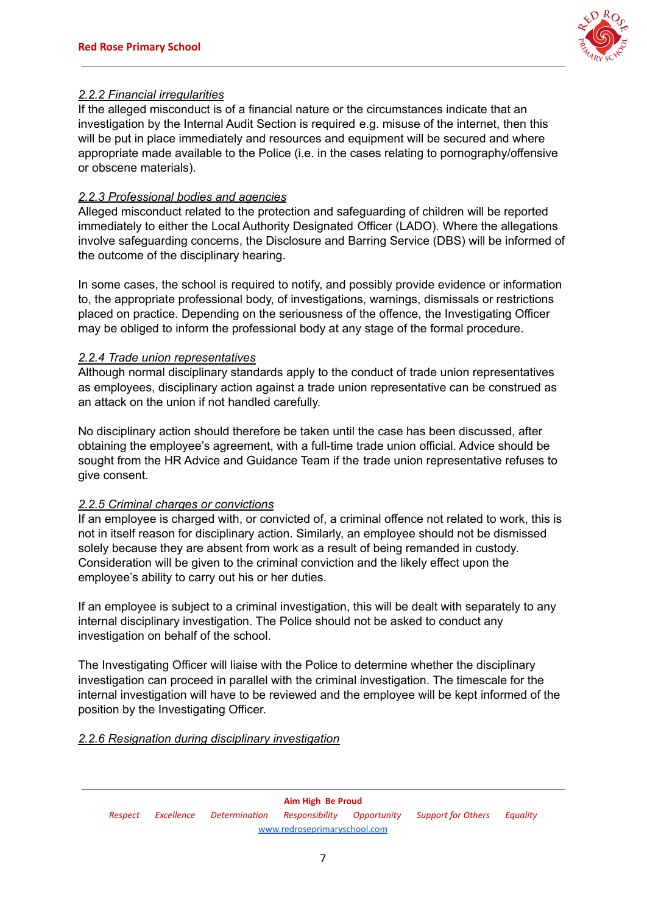*2.2.2 Financial irregularities*

If the alleged misconduct is of a financial nature or the circumstances indicate that an investigation by the Internal Audit Section is required e.g. misuse of the internet, then this will be put in place immediately and resources and equipment will be secured and where appropriate made available to the Police (i.e. in the cases relating to pornography/offensive or obscene materials).

*2.2.3 Professional bodies and agencies*

Alleged misconduct related to the protection and safeguarding of children will be reported immediately to either the Local Authority Designated Officer (LADO). Where the allegations involve safeguarding concerns, the Disclosure and Barring Service (DBS) will be informed of the outcome of the disciplinary hearing.

In some cases, the school is required to notify, and possibly provide evidence or information to, the appropriate professional body, of investigations, warnings, dismissals or restrictions placed on practice. Depending on the seriousness of the offence, the Investigating Officer may be obliged to inform the professional body at any stage of the formal procedure.

*2.2.4 Trade union representatives*

Although normal disciplinary standards apply to the conduct of trade union representatives as employees, disciplinary action against a trade union representative can be construed as an attack on the union if not handled carefully.

No disciplinary action should therefore be taken until the case has been discussed, after obtaining the employee's agreement, with a full-time trade union official. Advice should be sought from the HR Advice and Guidance Team if the trade union representative refuses to give consent.

*2.2.5 Criminal charges or convictions*

If an employee is charged with, or convicted of, a criminal offence not related to work, this is not in itself reason for disciplinary action. Similarly, an employee should not be dismissed solely because they are absent from work as a result of being remanded in custody. Consideration will be given to the criminal conviction and the likely effect upon the employee's ability to carry out his or her duties.

If an employee is subject to a criminal investigation, this will be dealt with separately to any internal disciplinary investigation. The Police should not be asked to conduct any investigation on behalf of the school.

The Investigating Officer will liaise with the Police to determine whether the disciplinary investigation can proceed in parallel with the criminal investigation. The timescale for the internal investigation will have to be reviewed and the employee will be kept informed of the position by the Investigating Officer.

*2.2.6 Resignation during disciplinary investigation*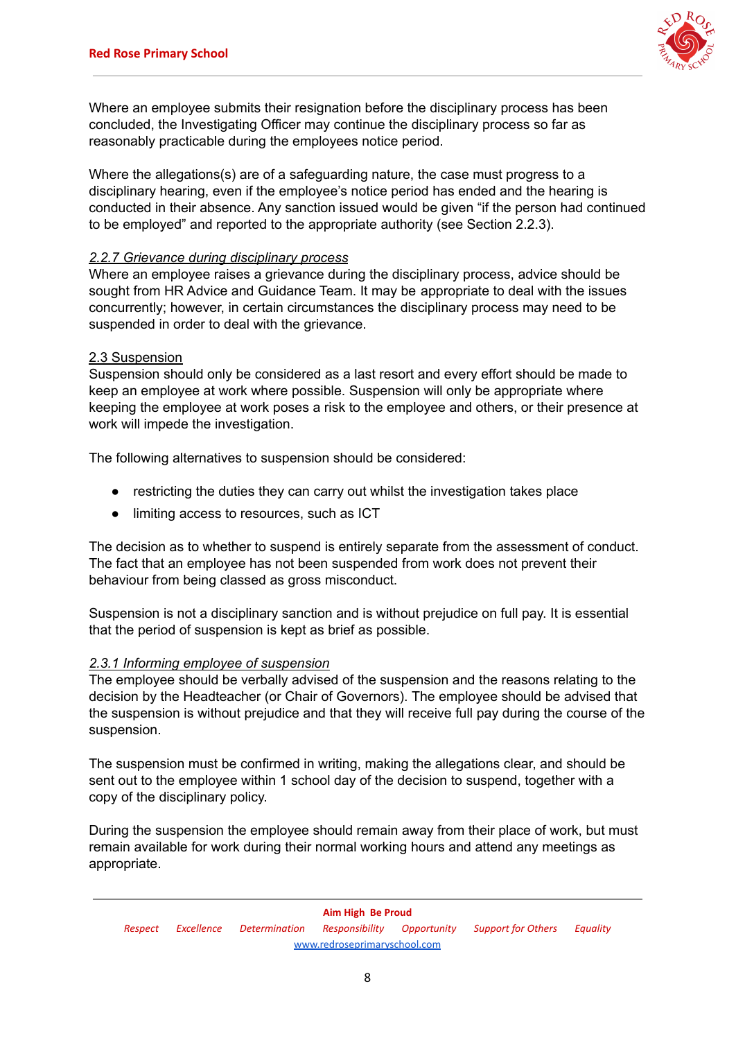Where an employee submits their resignation before the disciplinary process has been concluded, the Investigating Officer may continue the disciplinary process so far as reasonably practicable during the employees notice period.

Where the allegations(s) are of a safeguarding nature, the case must progress to a disciplinary hearing, even if the employee's notice period has ended and the hearing is conducted in their absence. Any sanction issued would be given "if the person had continued to be employed" and reported to the appropriate authority (see Section 2.2.3).

#### *2.2.7 Grievance during disciplinary process*

Where an employee raises a grievance during the disciplinary process, advice should be sought from HR Advice and Guidance Team. It may be appropriate to deal with the issues concurrently; however, in certain circumstances the disciplinary process may need to be suspended in order to deal with the grievance.

### 2.3 Suspension

Suspension should only be considered as a last resort and every effort should be made to keep an employee at work where possible. Suspension will only be appropriate where keeping the employee at work poses a risk to the employee and others, or their presence at work will impede the investigation.

The following alternatives to suspension should be considered:

- restricting the duties they can carry out whilst the investigation takes place
- limiting access to resources, such as ICT

The decision as to whether to suspend is entirely separate from the assessment of conduct. The fact that an employee has not been suspended from work does not prevent their behaviour from being classed as gross misconduct.

Suspension is not a disciplinary sanction and is without prejudice on full pay. It is essential that the period of suspension is kept as brief as possible.

#### *2.3.1 Informing employee of suspension*

The employee should be verbally advised of the suspension and the reasons relating to the decision by the Headteacher (or Chair of Governors). The employee should be advised that the suspension is without prejudice and that they will receive full pay during the course of the suspension.

The suspension must be confirmed in writing, making the allegations clear, and should be sent out to the employee within 1 school day of the decision to suspend, together with a copy of the disciplinary policy.

During the suspension the employee should remain away from their place of work, but must remain available for work during their normal working hours and attend any meetings as appropriate.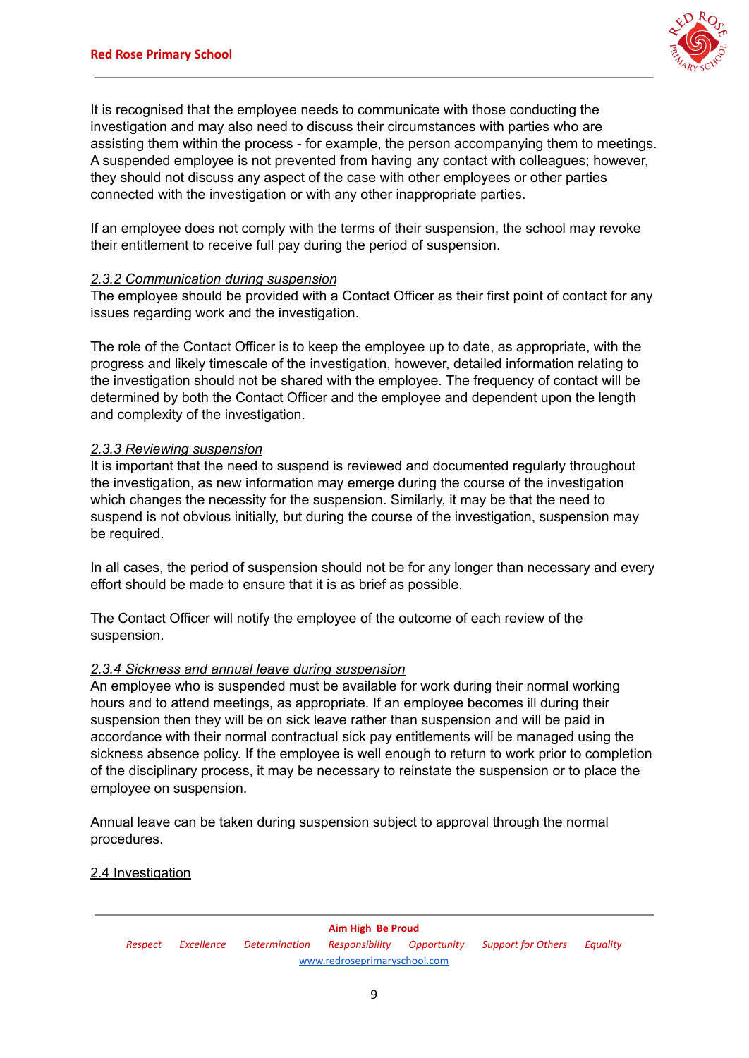It is recognised that the employee needs to communicate with those conducting the investigation and may also need to discuss their circumstances with parties who are assisting them within the process - for example, the person accompanying them to meetings. A suspended employee is not prevented from having any contact with colleagues; however, they should not discuss any aspect of the case with other employees or other parties connected with the investigation or with any other inappropriate parties.

If an employee does not comply with the terms of their suspension, the school may revoke their entitlement to receive full pay during the period of suspension.

#### *2.3.2 Communication during suspension*

The employee should be provided with a Contact Officer as their first point of contact for any issues regarding work and the investigation.

The role of the Contact Officer is to keep the employee up to date, as appropriate, with the progress and likely timescale of the investigation, however, detailed information relating to the investigation should not be shared with the employee. The frequency of contact will be determined by both the Contact Officer and the employee and dependent upon the length and complexity of the investigation.

#### *2.3.3 Reviewing suspension*

It is important that the need to suspend is reviewed and documented regularly throughout the investigation, as new information may emerge during the course of the investigation which changes the necessity for the suspension. Similarly, it may be that the need to suspend is not obvious initially, but during the course of the investigation, suspension may be required.

In all cases, the period of suspension should not be for any longer than necessary and every effort should be made to ensure that it is as brief as possible.

The Contact Officer will notify the employee of the outcome of each review of the suspension.

#### *2.3.4 Sickness and annual leave during suspension*

An employee who is suspended must be available for work during their normal working hours and to attend meetings, as appropriate. If an employee becomes ill during their suspension then they will be on sick leave rather than suspension and will be paid in accordance with their normal contractual sick pay entitlements will be managed using the sickness absence policy. If the employee is well enough to return to work prior to completion of the disciplinary process, it may be necessary to reinstate the suspension or to place the employee on suspension.

Annual leave can be taken during suspension subject to approval through the normal procedures.

### 2.4 Investigation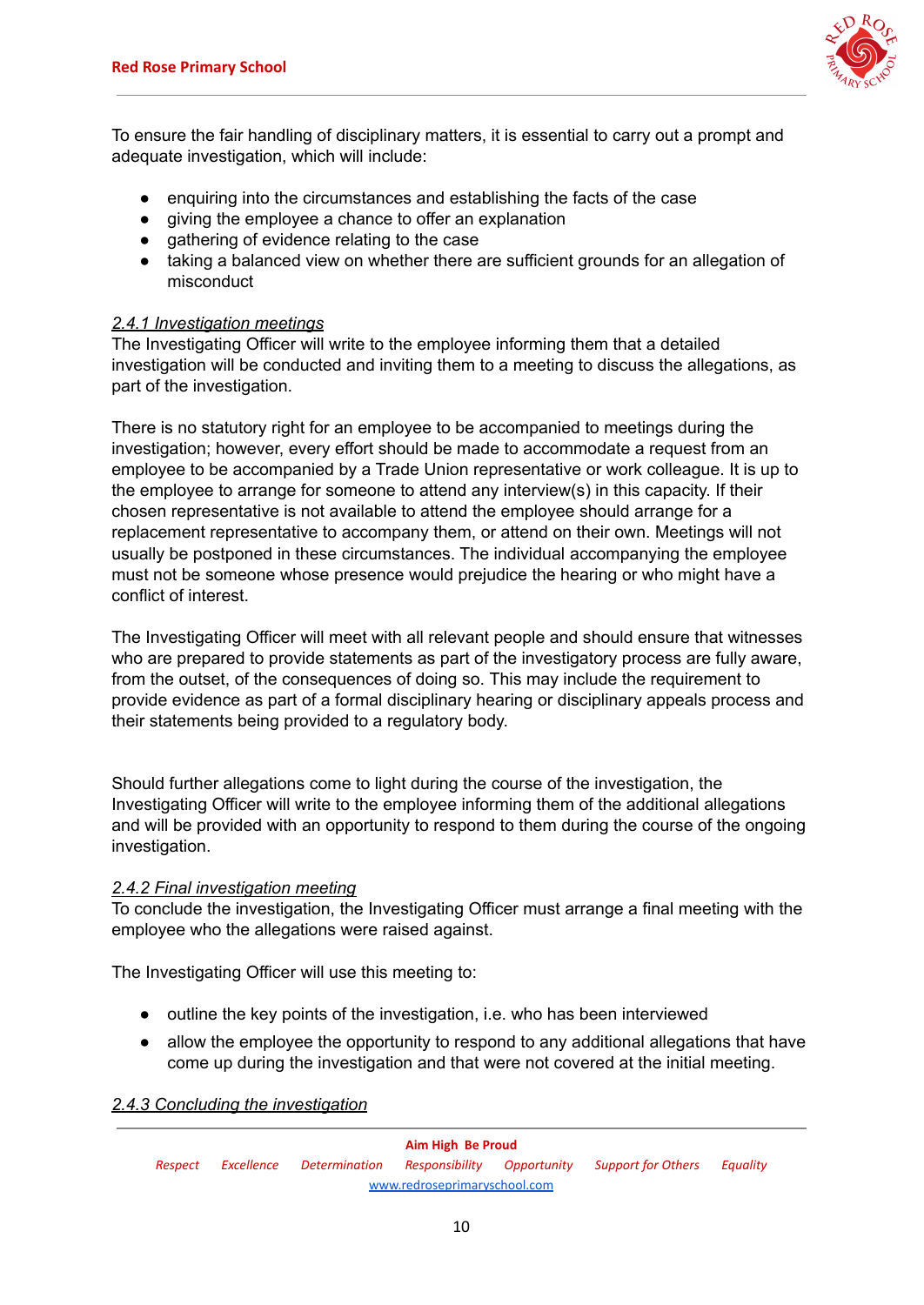To ensure the fair handling of disciplinary matters, it is essential to carry out a prompt and adequate investigation, which will include:

- enquiring into the circumstances and establishing the facts of the case
- giving the employee a chance to offer an explanation
- gathering of evidence relating to the case
- taking a balanced view on whether there are sufficient grounds for an allegation of misconduct

#### *2.4.1 Investigation meetings*

The Investigating Officer will write to the employee informing them that a detailed investigation will be conducted and inviting them to a meeting to discuss the allegations, as part of the investigation.

There is no statutory right for an employee to be accompanied to meetings during the investigation; however, every effort should be made to accommodate a request from an employee to be accompanied by a Trade Union representative or work colleague. It is up to the employee to arrange for someone to attend any interview(s) in this capacity. If their chosen representative is not available to attend the employee should arrange for a replacement representative to accompany them, or attend on their own. Meetings will not usually be postponed in these circumstances. The individual accompanying the employee must not be someone whose presence would prejudice the hearing or who might have a conflict of interest.

The Investigating Officer will meet with all relevant people and should ensure that witnesses who are prepared to provide statements as part of the investigatory process are fully aware, from the outset, of the consequences of doing so. This may include the requirement to provide evidence as part of a formal disciplinary hearing or disciplinary appeals process and their statements being provided to a regulatory body.

Should further allegations come to light during the course of the investigation, the Investigating Officer will write to the employee informing them of the additional allegations and will be provided with an opportunity to respond to them during the course of the ongoing investigation.

#### *2.4.2 Final investigation meeting*

To conclude the investigation, the Investigating Officer must arrange a final meeting with the employee who the allegations were raised against.

The Investigating Officer will use this meeting to:

- outline the key points of the investigation, i.e. who has been interviewed
- allow the employee the opportunity to respond to any additional allegations that have come up during the investigation and that were not covered at the initial meeting.

#### *2.4.3 Concluding the investigation*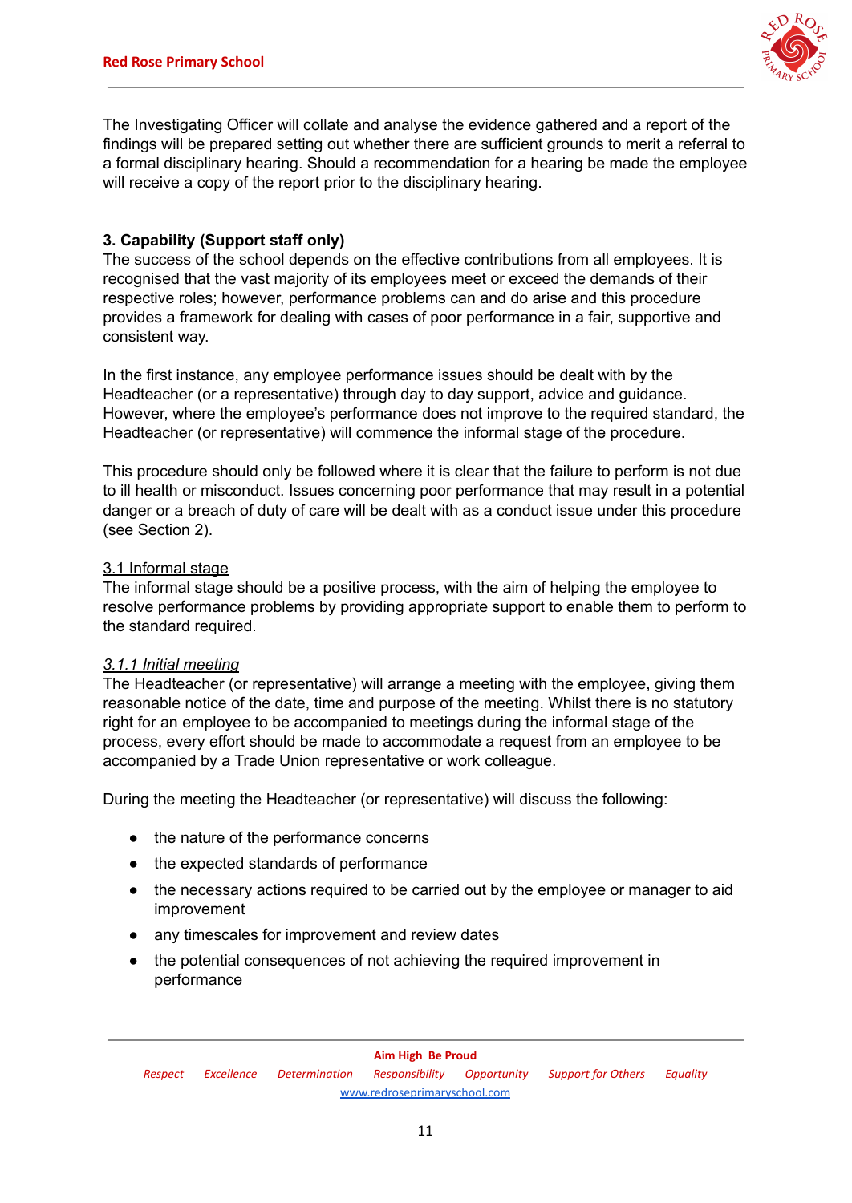The Investigating Officer will collate and analyse the evidence gathered and a report of the findings will be prepared setting out whether there are sufficient grounds to merit a referral to a formal disciplinary hearing. Should a recommendation for a hearing be made the employee will receive a copy of the report prior to the disciplinary hearing.

## 3. Capability (Support staff only)

The success of the school depends on the effective contributions from all employees. It is recognised that the vast majority of its employees meet or exceed the demands of their respective roles; however, performance problems can and do arise and this procedure provides a framework for dealing with cases of poor performance in a fair, supportive and consistent way.

In the first instance, any employee performance issues should be dealt with by the Headteacher (or a representative) through day to day support, advice and guidance. However, where the employee's performance does not improve to the required standard, the Headteacher (or representative) will commence the informal stage of the procedure.

This procedure should only be followed where it is clear that the failure to perform is not due to ill health or misconduct. Issues concerning poor performance that may result in a potential danger or a breach of duty of care will be dealt with as a conduct issue under this procedure (see Section 2).

### 3.1 Informal stage

The informal stage should be a positive process, with the aim of helping the employee to resolve performance problems by providing appropriate support to enable them to perform to the standard required.

#### *3.1.1 Initial meeting*

The Headteacher (or representative) will arrange a meeting with the employee, giving them reasonable notice of the date, time and purpose of the meeting. Whilst there is no statutory right for an employee to be accompanied to meetings during the informal stage of the process, every effort should be made to accommodate a request from an employee to be accompanied by a Trade Union representative or work colleague.

During the meeting the Headteacher (or representative) will discuss the following:

- the nature of the performance concerns
- the expected standards of performance
- the necessary actions required to be carried out by the employee or manager to aid improvement
- any timescales for improvement and review dates
- the potential consequences of not achieving the required improvement in performance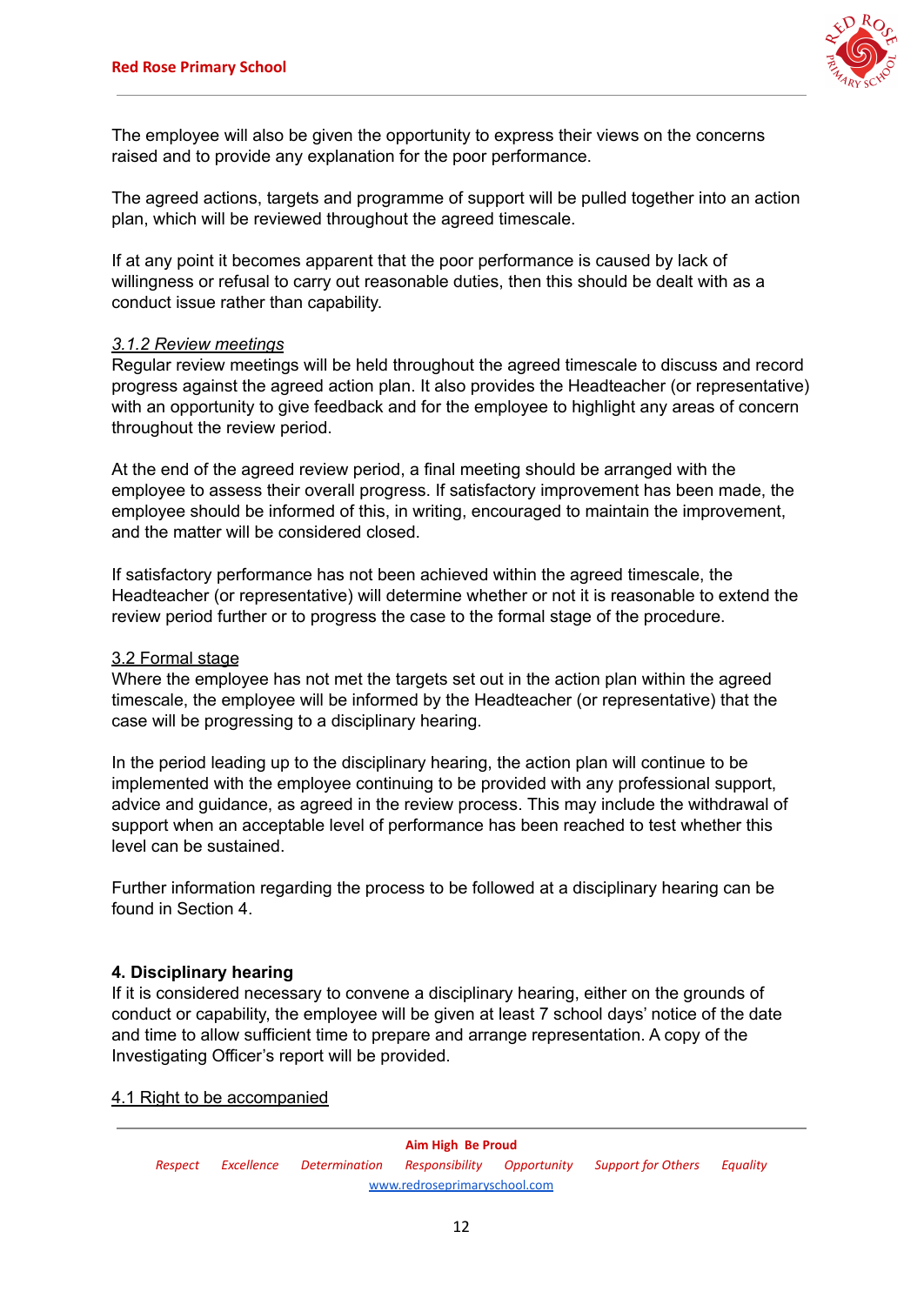The employee will also be given the opportunity to express their views on the concerns raised and to provide any explanation for the poor performance.

The agreed actions, targets and programme of support will be pulled together into an action plan, which will be reviewed throughout the agreed timescale.

If at any point it becomes apparent that the poor performance is caused by lack of willingness or refusal to carry out reasonable duties, then this should be dealt with as a conduct issue rather than capability.

#### *3.1.2 Review meetings*

Regular review meetings will be held throughout the agreed timescale to discuss and record progress against the agreed action plan. It also provides the Headteacher (or representative) with an opportunity to give feedback and for the employee to highlight any areas of concern throughout the review period.

At the end of the agreed review period, a final meeting should be arranged with the employee to assess their overall progress. If satisfactory improvement has been made, the employee should be informed of this, in writing, encouraged to maintain the improvement, and the matter will be considered closed.

If satisfactory performance has not been achieved within the agreed timescale, the Headteacher (or representative) will determine whether or not it is reasonable to extend the review period further or to progress the case to the formal stage of the procedure.

### 3.2 Formal stage

Where the employee has not met the targets set out in the action plan within the agreed timescale, the employee will be informed by the Headteacher (or representative) that the case will be progressing to a disciplinary hearing.

In the period leading up to the disciplinary hearing, the action plan will continue to be implemented with the employee continuing to be provided with any professional support, advice and guidance, as agreed in the review process. This may include the withdrawal of support when an acceptable level of performance has been reached to test whether this level can be sustained.

Further information regarding the process to be followed at a disciplinary hearing can be found in Section 4.

## 4. Disciplinary hearing

If it is considered necessary to convene a disciplinary hearing, either on the grounds of conduct or capability, the employee will be given at least 7 school days' notice of the date and time to allow sufficient time to prepare and arrange representation. A copy of the Investigating Officer's report will be provided.

### 4.1 Right to be accompanied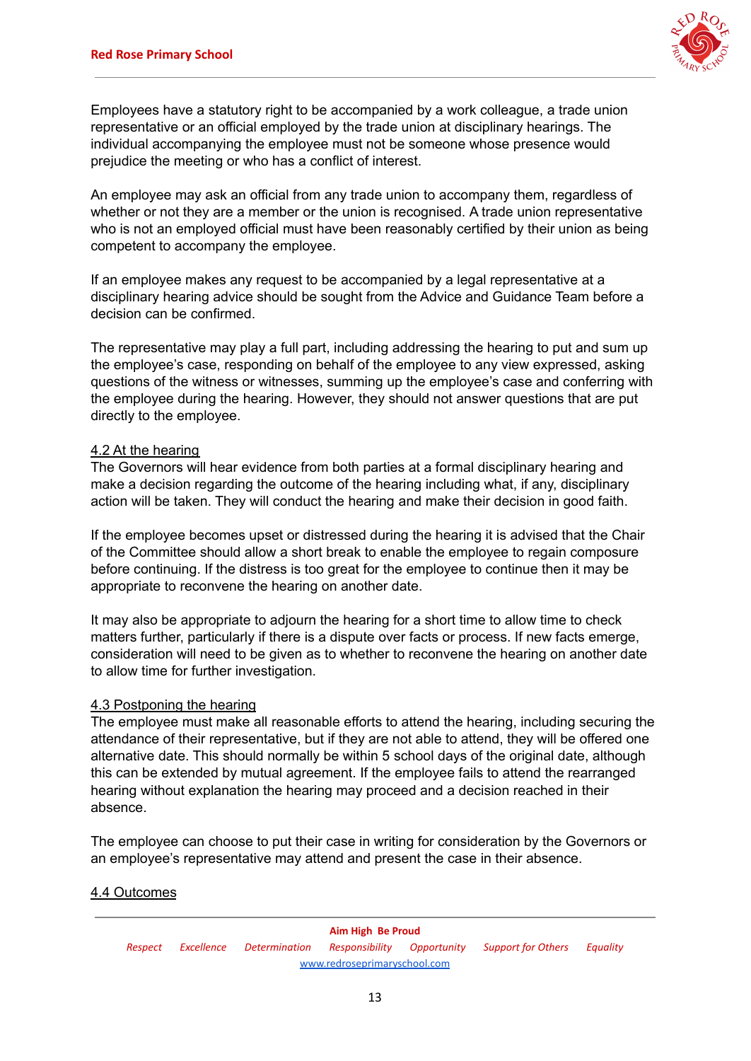Employees have a statutory right to be accompanied by a work colleague, a trade union representative or an official employed by the trade union at disciplinary hearings. The individual accompanying the employee must not be someone whose presence would prejudice the meeting or who has a conflict of interest.

An employee may ask an official from any trade union to accompany them, regardless of whether or not they are a member or the union is recognised. A trade union representative who is not an employed official must have been reasonably certified by their union as being competent to accompany the employee.

If an employee makes any request to be accompanied by a legal representative at a disciplinary hearing advice should be sought from the Advice and Guidance Team before a decision can be confirmed.

The representative may play a full part, including addressing the hearing to put and sum up the employee's case, responding on behalf of the employee to any view expressed, asking questions of the witness or witnesses, summing up the employee's case and conferring with the employee during the hearing. However, they should not answer questions that are put directly to the employee.

### 4.2 At the hearing

The Governors will hear evidence from both parties at a formal disciplinary hearing and make a decision regarding the outcome of the hearing including what, if any, disciplinary action will be taken. They will conduct the hearing and make their decision in good faith.

If the employee becomes upset or distressed during the hearing it is advised that the Chair of the Committee should allow a short break to enable the employee to regain composure before continuing. If the distress is too great for the employee to continue then it may be appropriate to reconvene the hearing on another date.

It may also be appropriate to adjourn the hearing for a short time to allow time to check matters further, particularly if there is a dispute over facts or process. If new facts emerge, consideration will need to be given as to whether to reconvene the hearing on another date to allow time for further investigation.

### 4.3 Postponing the hearing

The employee must make all reasonable efforts to attend the hearing, including securing the attendance of their representative, but if they are not able to attend, they will be offered one alternative date. This should normally be within 5 school days of the original date, although this can be extended by mutual agreement. If the employee fails to attend the rearranged hearing without explanation the hearing may proceed and a decision reached in their absence.

The employee can choose to put their case in writing for consideration by the Governors or an employee's representative may attend and present the case in their absence.

### 4.4 Outcomes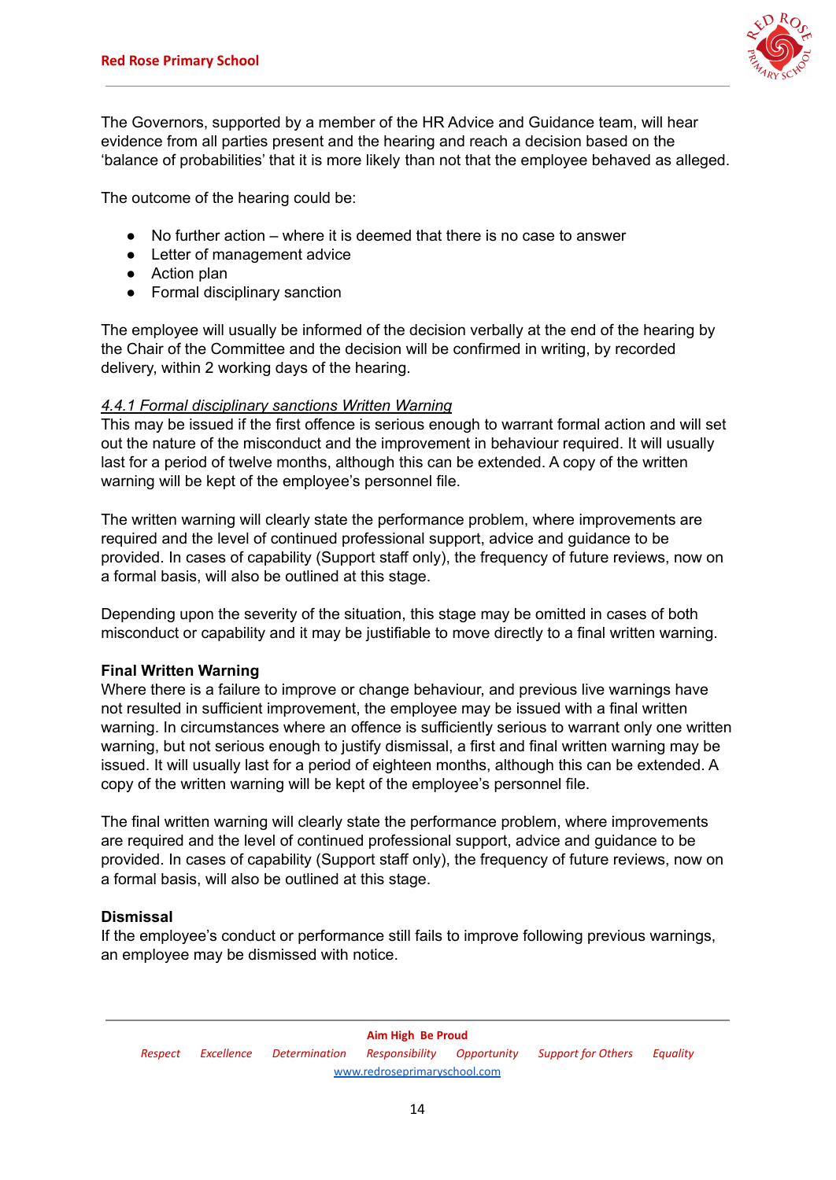The Governors, supported by a member of the HR Advice and Guidance team, will hear evidence from all parties present and the hearing and reach a decision based on the 'balance of probabilities' that it is more likely than not that the employee behaved as alleged.

The outcome of the hearing could be:

- No further action – where it is deemed that there is no case to answer
- Letter of management advice
- Action plan
- Formal disciplinary sanction

The employee will usually be informed of the decision verbally at the end of the hearing by the Chair of the Committee and the decision will be confirmed in writing, by recorded delivery, within 2 working days of the hearing.

*4.4.1 Formal disciplinary sanctions Written Warning*

This may be issued if the first offence is serious enough to warrant formal action and will set out the nature of the misconduct and the improvement in behaviour required. It will usually last for a period of twelve months, although this can be extended. A copy of the written warning will be kept of the employee's personnel file.

The written warning will clearly state the performance problem, where improvements are required and the level of continued professional support, advice and guidance to be provided. In cases of capability (Support staff only), the frequency of future reviews, now on a formal basis, will also be outlined at this stage.

Depending upon the severity of the situation, this stage may be omitted in cases of both misconduct or capability and it may be justifiable to move directly to a final written warning.

**Final Written Warning**

Where there is a failure to improve or change behaviour, and previous live warnings have not resulted in sufficient improvement, the employee may be issued with a final written warning. In circumstances where an offence is sufficiently serious to warrant only one written warning, but not serious enough to justify dismissal, a first and final written warning may be issued. It will usually last for a period of eighteen months, although this can be extended. A copy of the written warning will be kept of the employee's personnel file.

The final written warning will clearly state the performance problem, where improvements are required and the level of continued professional support, advice and guidance to be provided. In cases of capability (Support staff only), the frequency of future reviews, now on a formal basis, will also be outlined at this stage.

**Dismissal**

If the employee's conduct or performance still fails to improve following previous warnings, an employee may be dismissed with notice.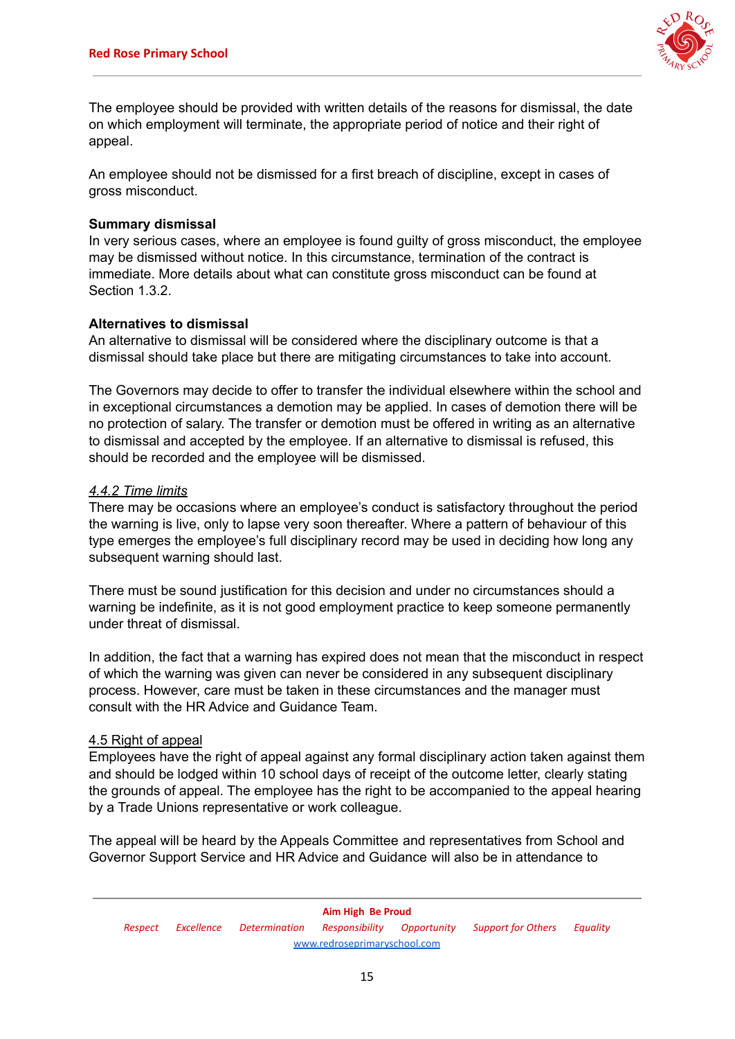The employee should be provided with written details of the reasons for dismissal, the date on which employment will terminate, the appropriate period of notice and their right of appeal.

An employee should not be dismissed for a first breach of discipline, except in cases of gross misconduct.

**Summary dismissal**
In very serious cases, where an employee is found guilty of gross misconduct, the employee may be dismissed without notice. In this circumstance, termination of the contract is immediate. More details about what can constitute gross misconduct can be found at Section 1.3.2.

**Alternatives to dismissal**
An alternative to dismissal will be considered where the disciplinary outcome is that a dismissal should take place but there are mitigating circumstances to take into account.

The Governors may decide to offer to transfer the individual elsewhere within the school and in exceptional circumstances a demotion may be applied. In cases of demotion there will be no protection of salary. The transfer or demotion must be offered in writing as an alternative to dismissal and accepted by the employee. If an alternative to dismissal is refused, this should be recorded and the employee will be dismissed.

*4.4.2 Time limits*

There may be occasions where an employee's conduct is satisfactory throughout the period the warning is live, only to lapse very soon thereafter. Where a pattern of behaviour of this type emerges the employee's full disciplinary record may be used in deciding how long any subsequent warning should last.

There must be sound justification for this decision and under no circumstances should a warning be indefinite, as it is not good employment practice to keep someone permanently under threat of dismissal.

In addition, the fact that a warning has expired does not mean that the misconduct in respect of which the warning was given can never be considered in any subsequent disciplinary process. However, care must be taken in these circumstances and the manager must consult with the HR Advice and Guidance Team.

4.5 Right of appeal

Employees have the right of appeal against any formal disciplinary action taken against them and should be lodged within 10 school days of receipt of the outcome letter, clearly stating the grounds of appeal. The employee has the right to be accompanied to the appeal hearing by a Trade Unions representative or work colleague.

The appeal will be heard by the Appeals Committee and representatives from School and Governor Support Service and HR Advice and Guidance will also be in attendance to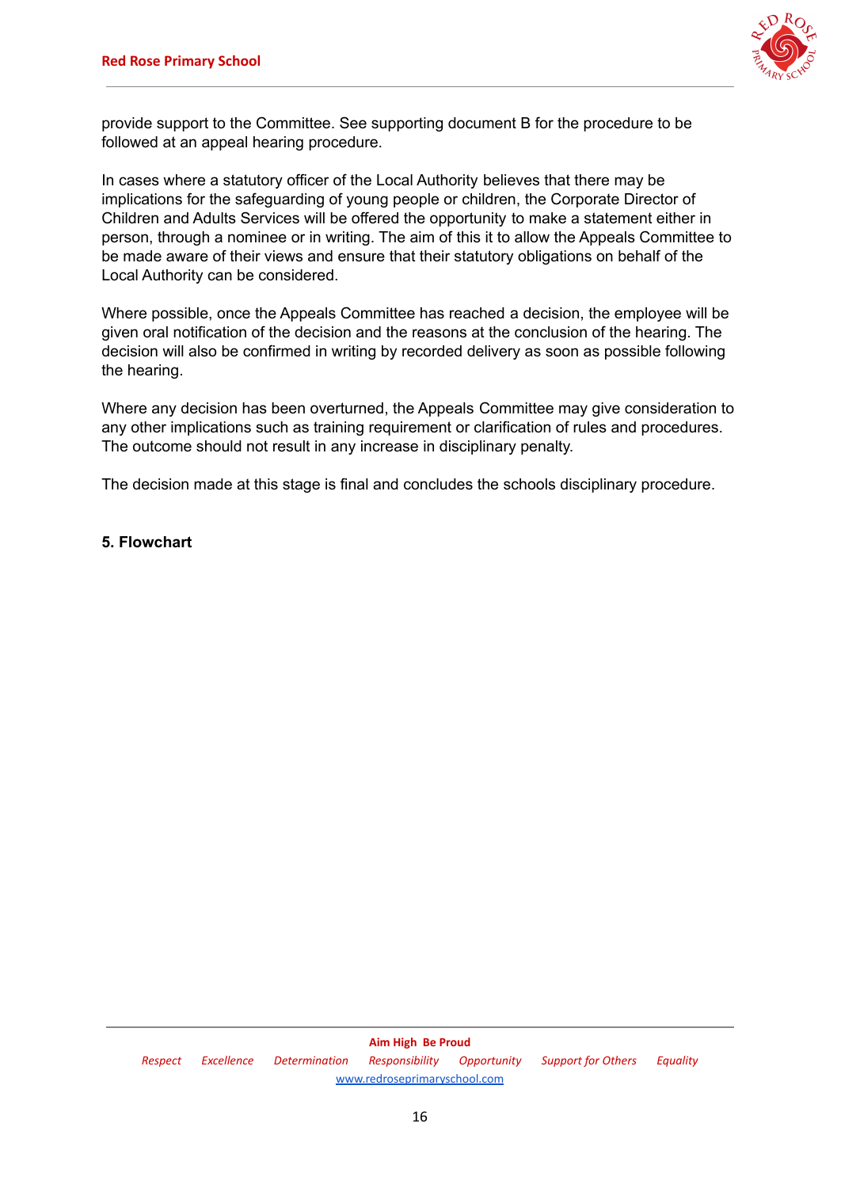provide support to the Committee. See supporting document B for the procedure to be followed at an appeal hearing procedure.

In cases where a statutory officer of the Local Authority believes that there may be implications for the safeguarding of young people or children, the Corporate Director of Children and Adults Services will be offered the opportunity to make a statement either in person, through a nominee or in writing. The aim of this it to allow the Appeals Committee to be made aware of their views and ensure that their statutory obligations on behalf of the Local Authority can be considered.

Where possible, once the Appeals Committee has reached a decision, the employee will be given oral notification of the decision and the reasons at the conclusion of the hearing. The decision will also be confirmed in writing by recorded delivery as soon as possible following the hearing.

Where any decision has been overturned, the Appeals Committee may give consideration to any other implications such as training requirement or clarification of rules and procedures. The outcome should not result in any increase in disciplinary penalty.

The decision made at this stage is final and concludes the schools disciplinary procedure.

## 5. Flowchart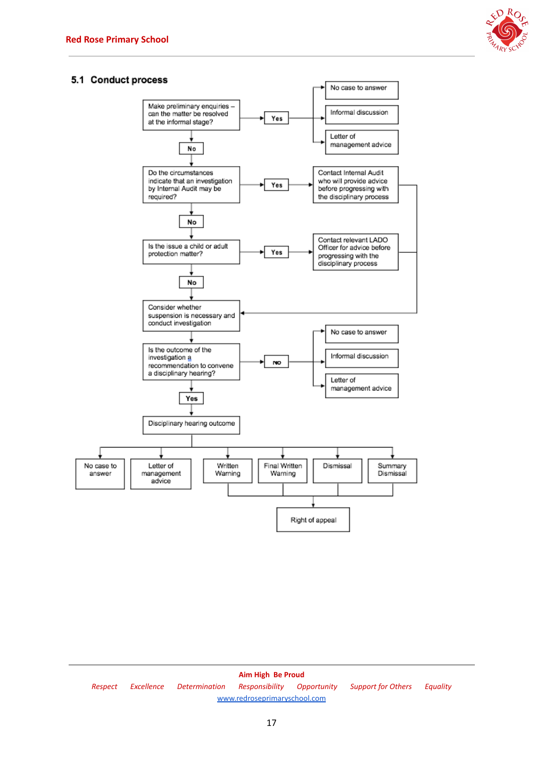## 5.1 Conduct process

Make preliminary enquiries – can the matter be resolved at the informal stage?

- **Yes** → No case to answer / Informal discussion / Letter of management advice
- **No** ↓

Do the circumstances indicate that an investigation by Internal Audit may be required?

- **Yes** → Contact Internal Audit who will provide advice before progressing with the disciplinary process → Consider whether suspension is necessary and conduct investigation
- **No** ↓

Is the issue a child or adult protection matter?

- **Yes** → Contact relevant LADO Officer for advice before progressing with the disciplinary process → Consider whether suspension is necessary and conduct investigation
- **No** ↓

Consider whether suspension is necessary and conduct investigation

↓

Is the outcome of the investigation a recommendation to convene a disciplinary hearing?

- **No** → No case to answer / Informal discussion / Letter of management advice
- **Yes** ↓

Disciplinary hearing outcome

- No case to answer
- Letter of management advice
- Written Warning
- Final Written Warning
- Dismissal
- Summary Dismissal

Written Warning / Final Written Warning / Dismissal / Summary Dismissal → Right of appeal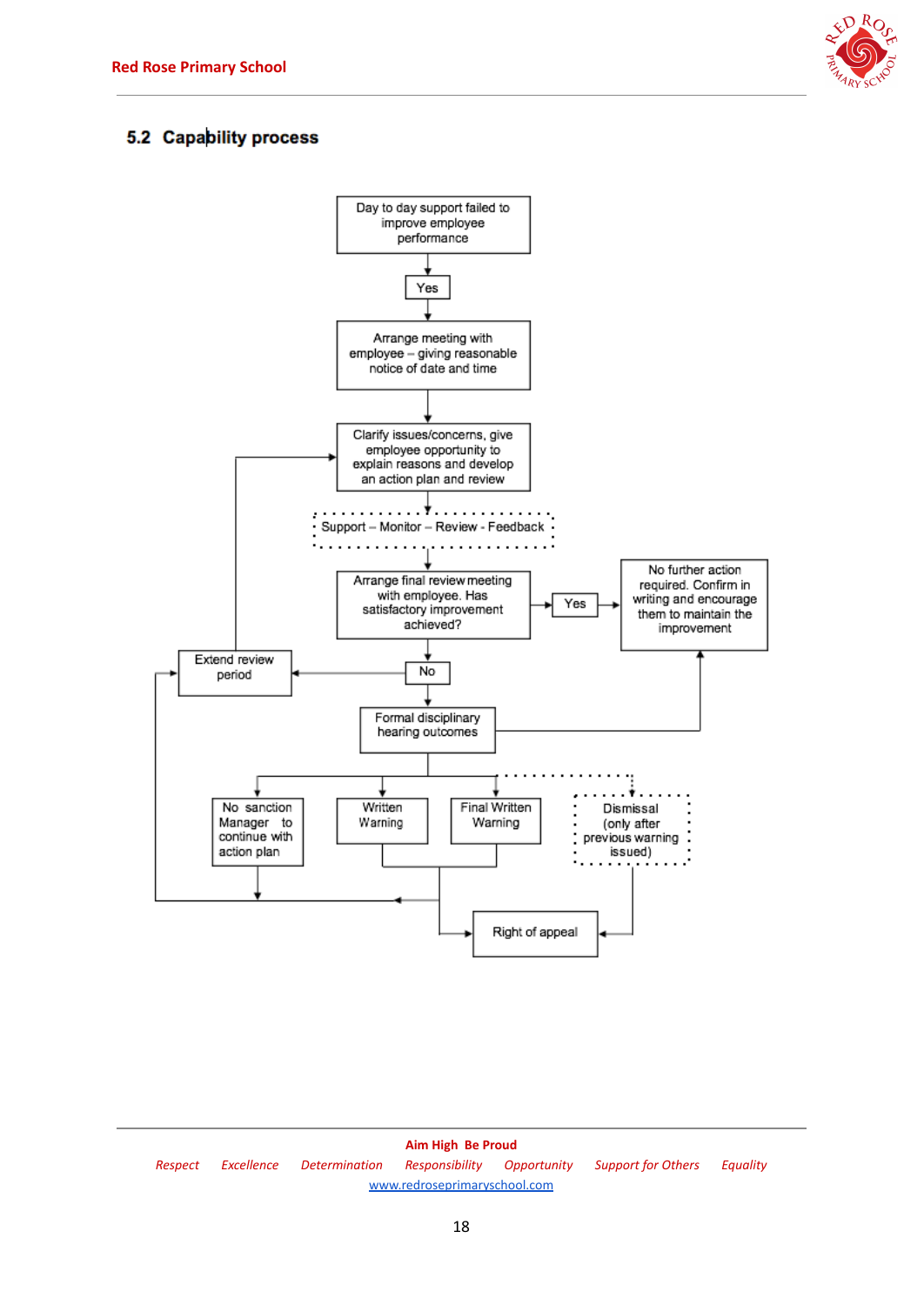## 5.2 Capability process

Day to day support failed to improve employee performance

Yes

Arrange meeting with employee – giving reasonable notice of date and time

Clarify issues/concerns, give employee opportunity to explain reasons and develop an action plan and review

Support – Monitor – Review - Feedback

Arrange final review meeting with employee. Has satisfactory improvement achieved?

Yes

No further action required. Confirm in writing and encourage them to maintain the improvement

No

Extend review period

Formal disciplinary hearing outcomes

No sanction Manager to continue with action plan

Written Warning

Final Written Warning

Dismissal (only after previous warning issued)

Right of appeal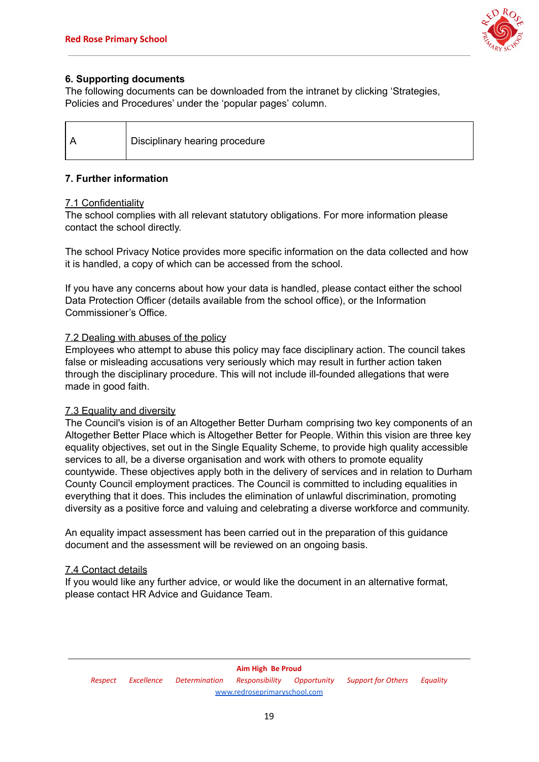### 6. Supporting documents

The following documents can be downloaded from the intranet by clicking 'Strategies, Policies and Procedures' under the 'popular pages' column.

| | |
|---|---|
| A | Disciplinary hearing procedure |

### 7. Further information

7.1 Confidentiality

The school complies with all relevant statutory obligations. For more information please contact the school directly.

The school Privacy Notice provides more specific information on the data collected and how it is handled, a copy of which can be accessed from the school.

If you have any concerns about how your data is handled, please contact either the school Data Protection Officer (details available from the school office), or the Information Commissioner's Office.

7.2 Dealing with abuses of the policy

Employees who attempt to abuse this policy may face disciplinary action. The council takes false or misleading accusations very seriously which may result in further action taken through the disciplinary procedure. This will not include ill-founded allegations that were made in good faith.

7.3 Equality and diversity

The Council's vision is of an Altogether Better Durham comprising two key components of an Altogether Better Place which is Altogether Better for People. Within this vision are three key equality objectives, set out in the Single Equality Scheme, to provide high quality accessible services to all, be a diverse organisation and work with others to promote equality countywide. These objectives apply both in the delivery of services and in relation to Durham County Council employment practices. The Council is committed to including equalities in everything that it does. This includes the elimination of unlawful discrimination, promoting diversity as a positive force and valuing and celebrating a diverse workforce and community.

An equality impact assessment has been carried out in the preparation of this guidance document and the assessment will be reviewed on an ongoing basis.

7.4 Contact details

If you would like any further advice, or would like the document in an alternative format, please contact HR Advice and Guidance Team.